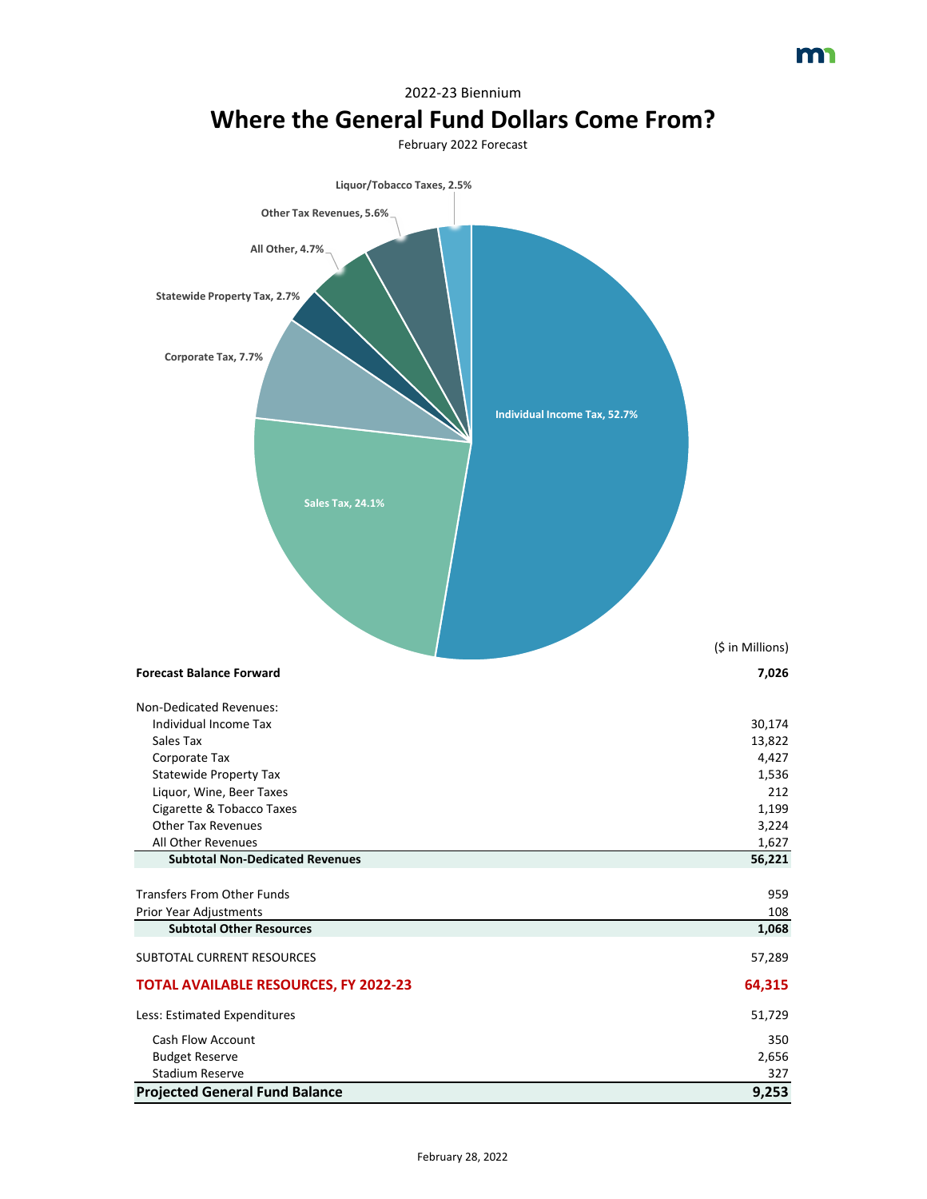2022-23 Biennium

# Where the General Fund Dollars Come From?

February 2022 Forecast

Liquor/Tobacco Taxes, 2.5%

Other Tax Revenues, 5.6%

All Other, 4.7%

Statewide Property Tax, 2.7%

Corporate Tax, 7.7%

Individual Income Tax, 52.7%

Sales Tax, 24.1%

| | ($ in Millions) |
|---|---|
| **Forecast Balance Forward** | **7,026** |
| Non-Dedicated Revenues: | |
| Individual Income Tax | 30,174 |
| Sales Tax | 13,822 |
| Corporate Tax | 4,427 |
| Statewide Property Tax | 1,536 |
| Liquor, Wine, Beer Taxes | 212 |
| Cigarette & Tobacco Taxes | 1,199 |
| Other Tax Revenues | 3,224 |
| All Other Revenues | 1,627 |
| **Subtotal Non-Dedicated Revenues** | **56,221** |
| Transfers From Other Funds | 959 |
| Prior Year Adjustments | 108 |
| **Subtotal Other Resources** | **1,068** |
| SUBTOTAL CURRENT RESOURCES | 57,289 |
| **TOTAL AVAILABLE RESOURCES, FY 2022-23** | **64,315** |
| Less: Estimated Expenditures | 51,729 |
| Cash Flow Account | 350 |
| Budget Reserve | 2,656 |
| Stadium Reserve | 327 |
| **Projected General Fund Balance** | **9,253** |

February 28, 2022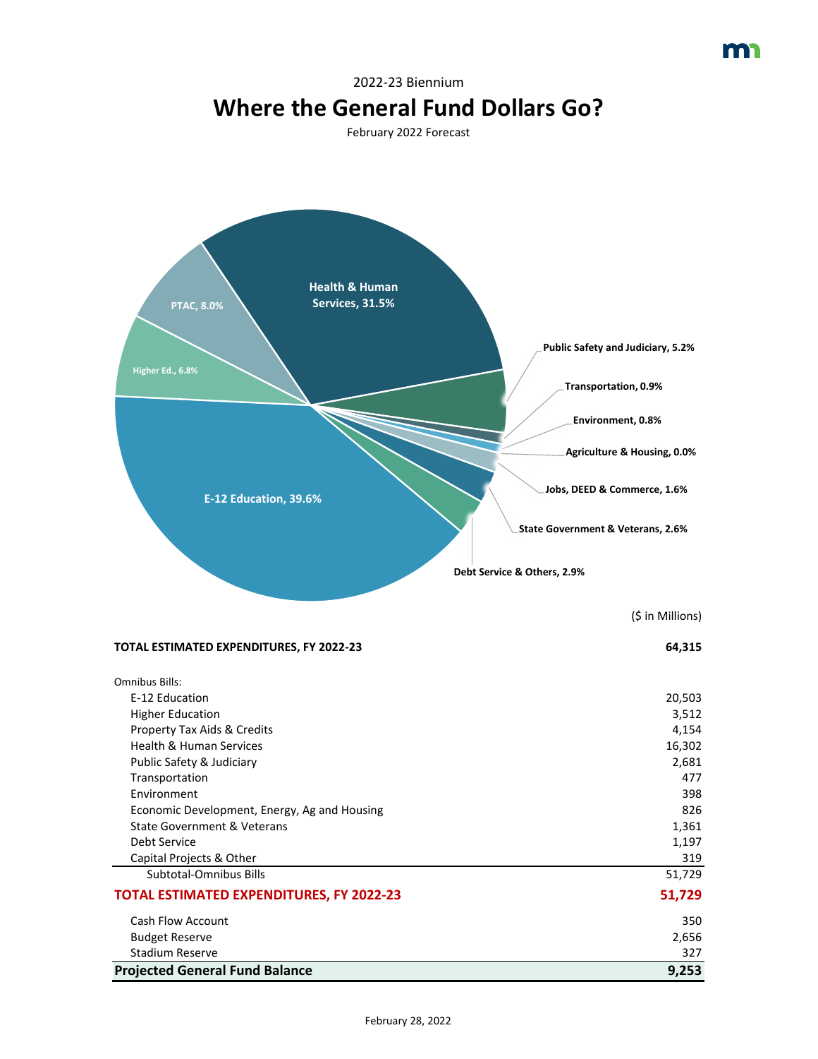2022-23 Biennium

# Where the General Fund Dollars Go?

February 2022 Forecast

Health & Human Services, 31.5%
PTAC, 8.0%
Higher Ed., 6.8%
E-12 Education, 39.6%
Public Safety and Judiciary, 5.2%
Transportation, 0.9%
Environment, 0.8%
Agriculture & Housing, 0.0%
Jobs, DEED & Commerce, 1.6%
State Government & Veterans, 2.6%
Debt Service & Others, 2.9%

| | ($ in Millions) |
|---|---|
| **TOTAL ESTIMATED EXPENDITURES, FY 2022-23** | **64,315** |
| Omnibus Bills: | |
| E-12 Education | 20,503 |
| Higher Education | 3,512 |
| Property Tax Aids & Credits | 4,154 |
| Health & Human Services | 16,302 |
| Public Safety & Judiciary | 2,681 |
| Transportation | 477 |
| Environment | 398 |
| Economic Development, Energy, Ag and Housing | 826 |
| State Government & Veterans | 1,361 |
| Debt Service | 1,197 |
| Capital Projects & Other | 319 |
| Subtotal-Omnibus Bills | 51,729 |
| **TOTAL ESTIMATED EXPENDITURES, FY 2022-23** | **51,729** |
| Cash Flow Account | 350 |
| Budget Reserve | 2,656 |
| Stadium Reserve | 327 |
| **Projected General Fund Balance** | **9,253** |

February 28, 2022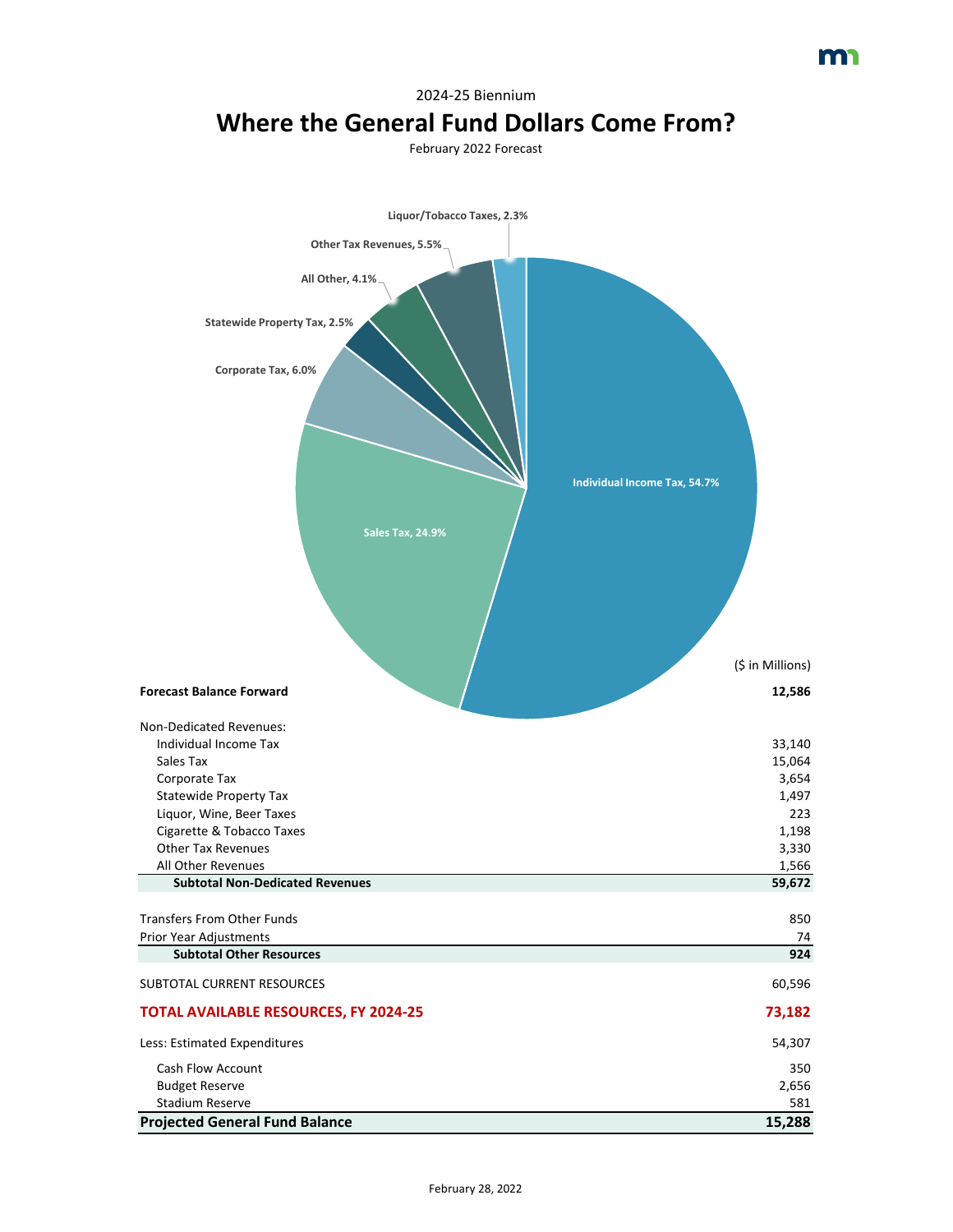2024-25 Biennium

# Where the General Fund Dollars Come From?

February 2022 Forecast

Liquor/Tobacco Taxes, 2.3%

Other Tax Revenues, 5.5%

All Other, 4.1%

Statewide Property Tax, 2.5%

Corporate Tax, 6.0%

Individual Income Tax, 54.7%

Sales Tax, 24.9%

| | ($ in Millions) |
|---|---|
| **Forecast Balance Forward** | **12,586** |
| Non-Dedicated Revenues: | |
| Individual Income Tax | 33,140 |
| Sales Tax | 15,064 |
| Corporate Tax | 3,654 |
| Statewide Property Tax | 1,497 |
| Liquor, Wine, Beer Taxes | 223 |
| Cigarette & Tobacco Taxes | 1,198 |
| Other Tax Revenues | 3,330 |
| All Other Revenues | 1,566 |
| **Subtotal Non-Dedicated Revenues** | **59,672** |
| Transfers From Other Funds | 850 |
| Prior Year Adjustments | 74 |
| **Subtotal Other Resources** | **924** |
| SUBTOTAL CURRENT RESOURCES | 60,596 |
| **TOTAL AVAILABLE RESOURCES, FY 2024-25** | **73,182** |
| Less: Estimated Expenditures | 54,307 |
| Cash Flow Account | 350 |
| Budget Reserve | 2,656 |
| Stadium Reserve | 581 |
| **Projected General Fund Balance** | **15,288** |

February 28, 2022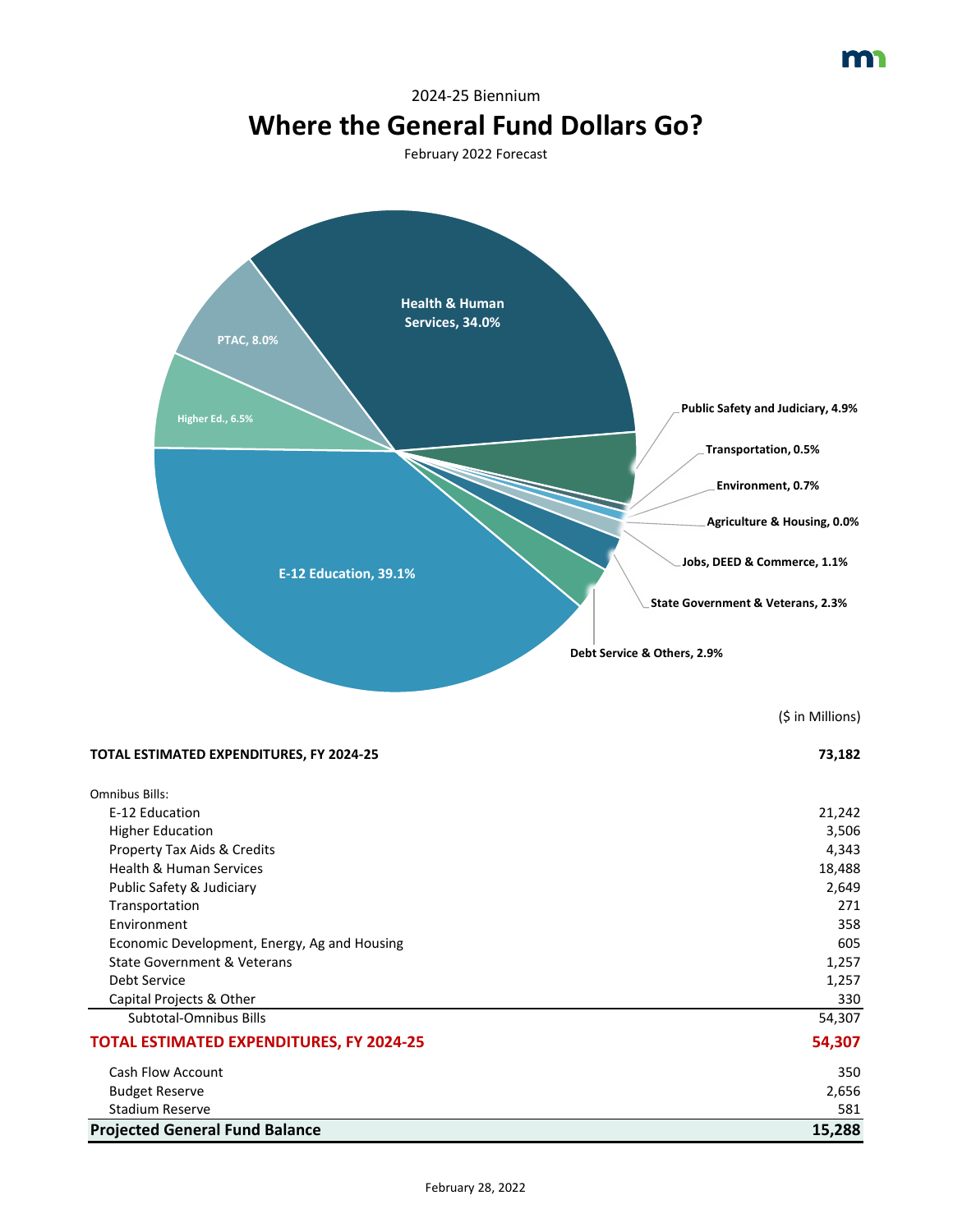2024-25 Biennium

# Where the General Fund Dollars Go?

February 2022 Forecast

Health & Human Services, 34.0%
PTAC, 8.0%
Higher Ed., 6.5%
E-12 Education, 39.1%
Public Safety and Judiciary, 4.9%
Transportation, 0.5%
Environment, 0.7%
Agriculture & Housing, 0.0%
Jobs, DEED & Commerce, 1.1%
State Government & Veterans, 2.3%
Debt Service & Others, 2.9%

| | ($ in Millions) |
|---|---|
| **TOTAL ESTIMATED EXPENDITURES, FY 2024-25** | **73,182** |
| Omnibus Bills: | |
| E-12 Education | 21,242 |
| Higher Education | 3,506 |
| Property Tax Aids & Credits | 4,343 |
| Health & Human Services | 18,488 |
| Public Safety & Judiciary | 2,649 |
| Transportation | 271 |
| Environment | 358 |
| Economic Development, Energy, Ag and Housing | 605 |
| State Government & Veterans | 1,257 |
| Debt Service | 1,257 |
| Capital Projects & Other | 330 |
| Subtotal-Omnibus Bills | 54,307 |
| **TOTAL ESTIMATED EXPENDITURES, FY 2024-25** | **54,307** |
| Cash Flow Account | 350 |
| Budget Reserve | 2,656 |
| Stadium Reserve | 581 |
| **Projected General Fund Balance** | **15,288** |

February 28, 2022